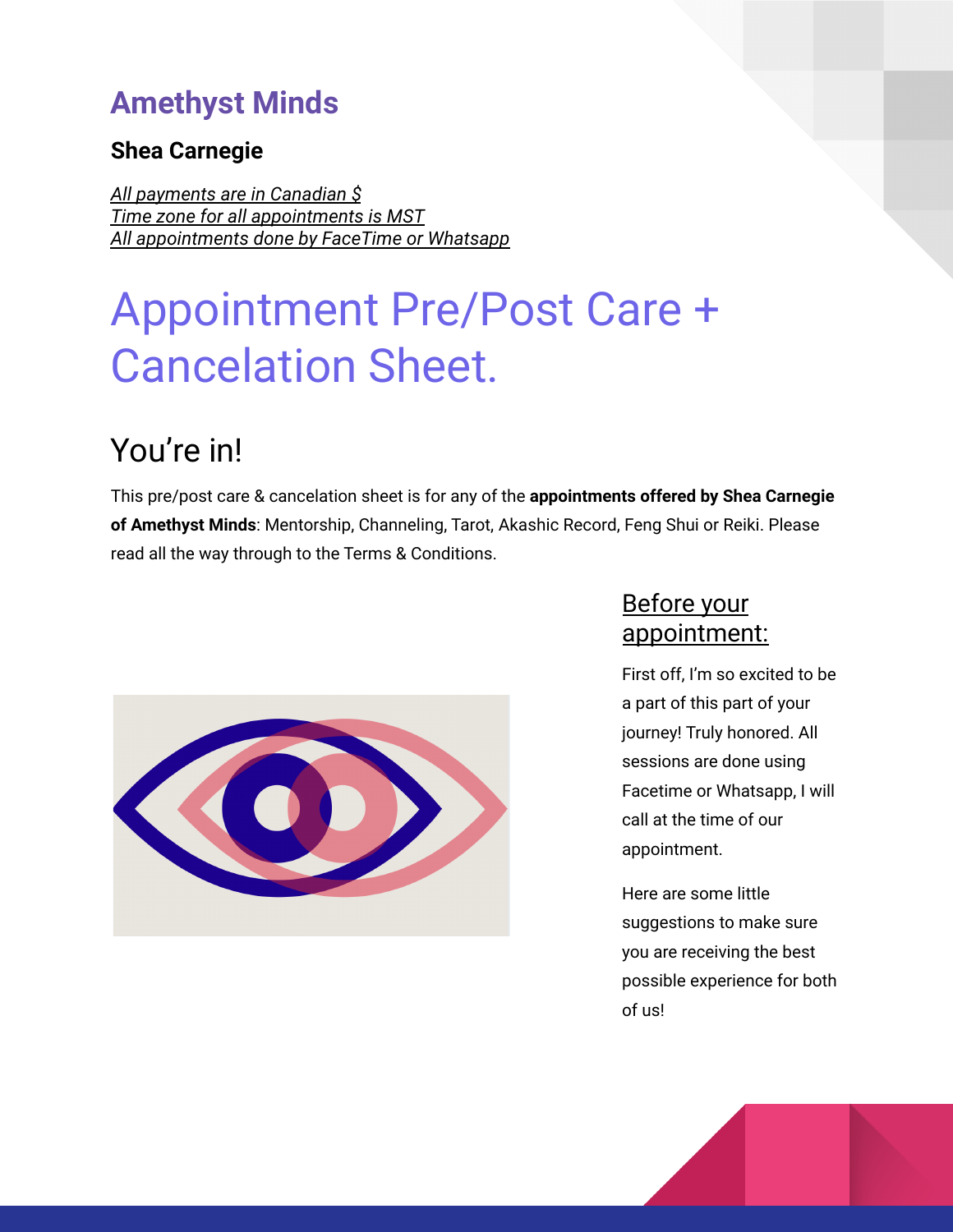# Amethyst Minds

### Shea Carnegie

*All payments are in Canadian $*
*Time zone for all appointments is MST*
*All appointments done by FaceTime or Whatsapp*

# Appointment Pre/Post Care + Cancelation Sheet.

## You're in!

This pre/post care & cancelation sheet is for any of the **appointments offered by Shea Carnegie of Amethyst Minds**: Mentorship, Channeling, Tarot, Akashic Record, Feng Shui or Reiki. Please read all the way through to the Terms & Conditions.

### Before your appointment:

First off, I'm so excited to be a part of this part of your journey! Truly honored. All sessions are done using Facetime or Whatsapp, I will call at the time of our appointment.

Here are some little suggestions to make sure you are receiving the best possible experience for both of us!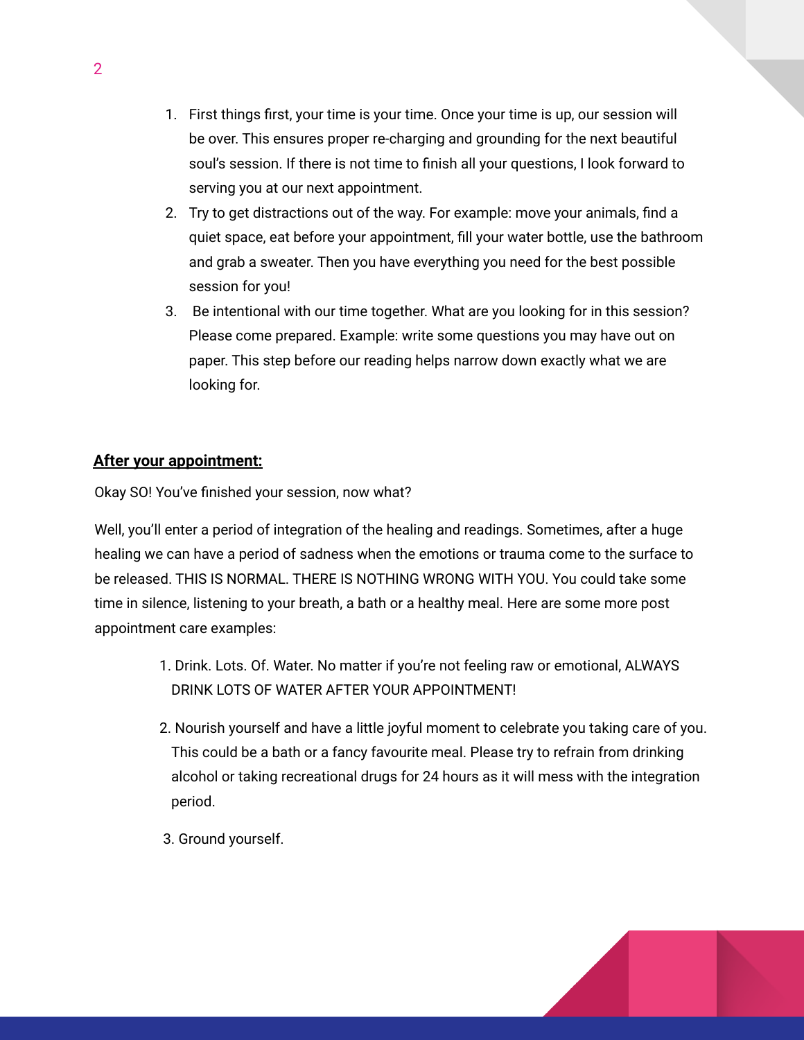1. First things first, your time is your time. Once your time is up, our session will be over. This ensures proper re-charging and grounding for the next beautiful soul's session. If there is not time to finish all your questions, I look forward to serving you at our next appointment.
2. Try to get distractions out of the way. For example: move your animals, find a quiet space, eat before your appointment, fill your water bottle, use the bathroom and grab a sweater. Then you have everything you need for the best possible session for you!
3. Be intentional with our time together. What are you looking for in this session? Please come prepared. Example: write some questions you may have out on paper. This step before our reading helps narrow down exactly what we are looking for.

**<u>After your appointment:</u>**

Okay SO! You've finished your session, now what?

Well, you'll enter a period of integration of the healing and readings. Sometimes, after a huge healing we can have a period of sadness when the emotions or trauma come to the surface to be released. THIS IS NORMAL. THERE IS NOTHING WRONG WITH YOU. You could take some time in silence, listening to your breath, a bath or a healthy meal. Here are some more post appointment care examples:

1. Drink. Lots. Of. Water. No matter if you're not feeling raw or emotional, ALWAYS DRINK LOTS OF WATER AFTER YOUR APPOINTMENT!

2. Nourish yourself and have a little joyful moment to celebrate you taking care of you. This could be a bath or a fancy favourite meal. Please try to refrain from drinking alcohol or taking recreational drugs for 24 hours as it will mess with the integration period.

3. Ground yourself.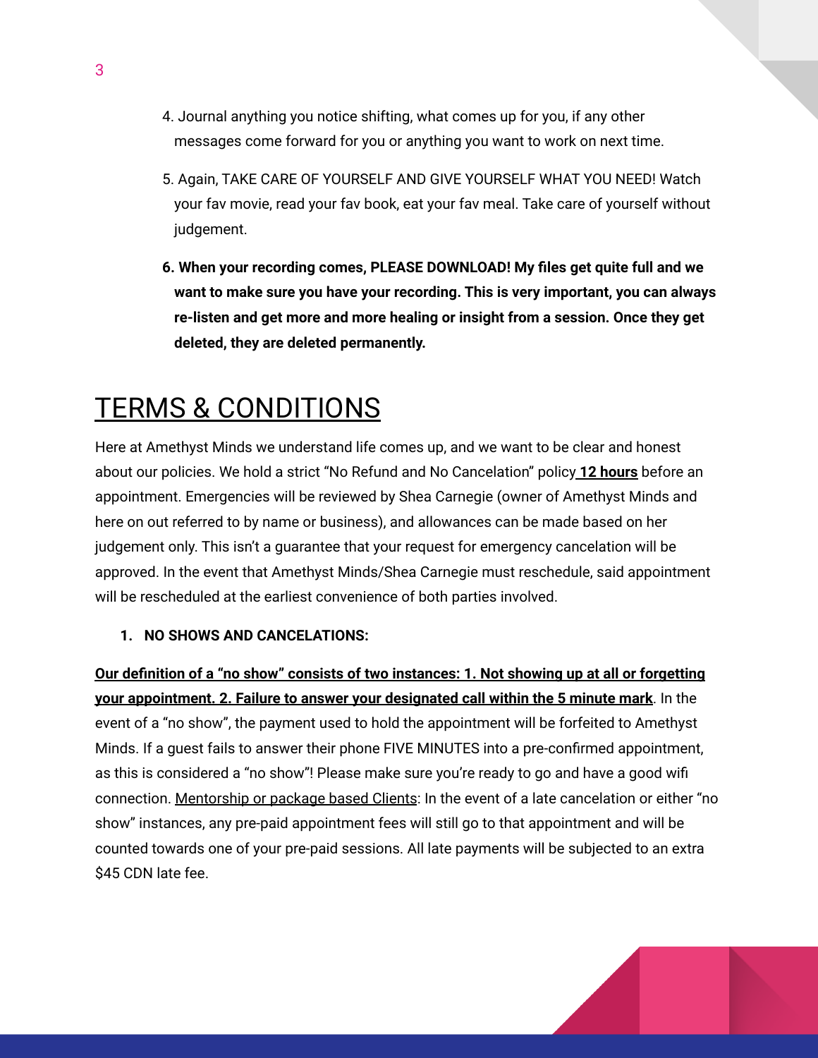4. Journal anything you notice shifting, what comes up for you, if any other messages come forward for you or anything you want to work on next time.

5. Again, TAKE CARE OF YOURSELF AND GIVE YOURSELF WHAT YOU NEED! Watch your fav movie, read your fav book, eat your fav meal. Take care of yourself without judgement.

6. **When your recording comes, PLEASE DOWNLOAD! My files get quite full and we want to make sure you have your recording. This is very important, you can always re-listen and get more and more healing or insight from a session. Once they get deleted, they are deleted permanently.**

# TERMS & CONDITIONS

Here at Amethyst Minds we understand life comes up, and we want to be clear and honest about our policies. We hold a strict "No Refund and No Cancelation" policy **12 hours** before an appointment. Emergencies will be reviewed by Shea Carnegie (owner of Amethyst Minds and here on out referred to by name or business), and allowances can be made based on her judgement only. This isn't a guarantee that your request for emergency cancelation will be approved. In the event that Amethyst Minds/Shea Carnegie must reschedule, said appointment will be rescheduled at the earliest convenience of both parties involved.

1. **NO SHOWS AND CANCELATIONS:**

**Our definition of a "no show" consists of two instances: 1. Not showing up at all or forgetting your appointment. 2. Failure to answer your designated call within the 5 minute mark**. In the event of a "no show", the payment used to hold the appointment will be forfeited to Amethyst Minds. If a guest fails to answer their phone FIVE MINUTES into a pre-confirmed appointment, as this is considered a "no show"! Please make sure you're ready to go and have a good wifi connection. Mentorship or package based Clients: In the event of a late cancelation or either "no show" instances, any pre-paid appointment fees will still go to that appointment and will be counted towards one of your pre-paid sessions. All late payments will be subjected to an extra $45 CDN late fee.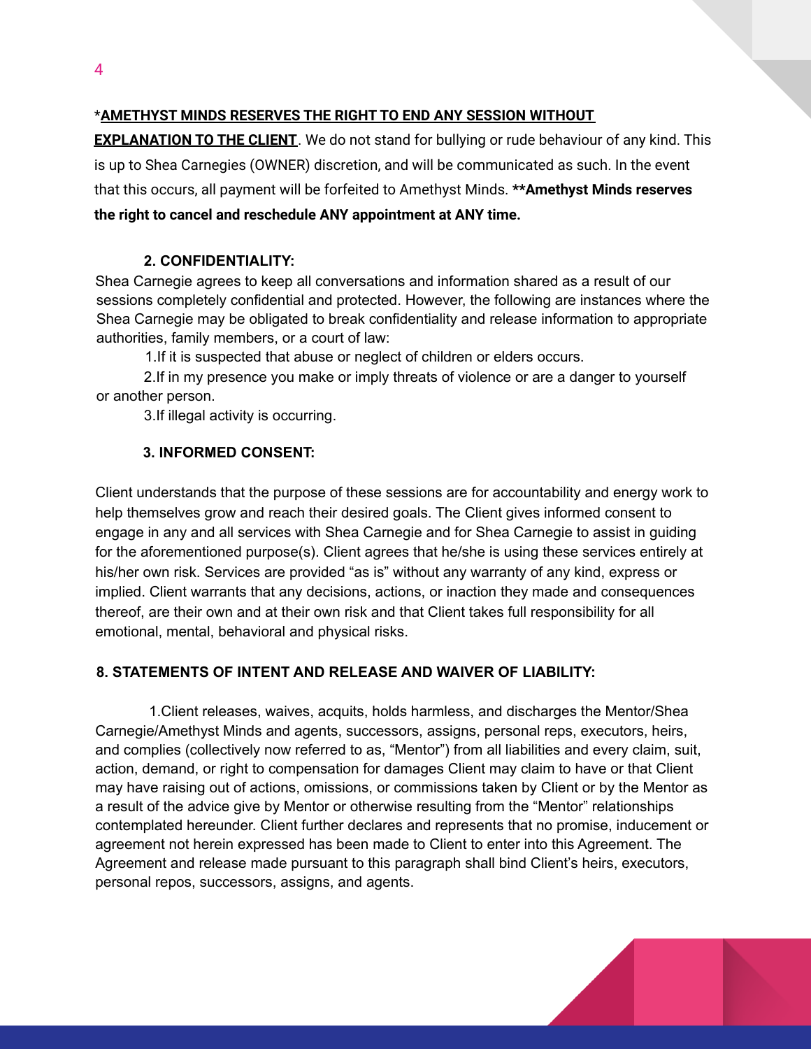*<u>**AMETHYST MINDS RESERVES THE RIGHT TO END ANY SESSION WITHOUT EXPLANATION TO THE CLIENT**</u>. We do not stand for bullying or rude behaviour of any kind. This is up to Shea Carnegies (OWNER) discretion, and will be communicated as such. In the event that this occurs, all payment will be forfeited to Amethyst Minds. ****Amethyst Minds reserves the right to cancel and reschedule ANY appointment at ANY time.**

**2. CONFIDENTIALITY:**

Shea Carnegie agrees to keep all conversations and information shared as a result of our sessions completely confidential and protected. However, the following are instances where the Shea Carnegie may be obligated to break confidentiality and release information to appropriate authorities, family members, or a court of law:

1.If it is suspected that abuse or neglect of children or elders occurs.

2.If in my presence you make or imply threats of violence or are a danger to yourself or another person.

3.If illegal activity is occurring.

**3. INFORMED CONSENT:**

Client understands that the purpose of these sessions are for accountability and energy work to help themselves grow and reach their desired goals. The Client gives informed consent to engage in any and all services with Shea Carnegie and for Shea Carnegie to assist in guiding for the aforementioned purpose(s). Client agrees that he/she is using these services entirely at his/her own risk. Services are provided "as is" without any warranty of any kind, express or implied. Client warrants that any decisions, actions, or inaction they made and consequences thereof, are their own and at their own risk and that Client takes full responsibility for all emotional, mental, behavioral and physical risks.

**8. STATEMENTS OF INTENT AND RELEASE AND WAIVER OF LIABILITY:**

1.Client releases, waives, acquits, holds harmless, and discharges the Mentor/Shea Carnegie/Amethyst Minds and agents, successors, assigns, personal reps, executors, heirs, and complies (collectively now referred to as, "Mentor") from all liabilities and every claim, suit, action, demand, or right to compensation for damages Client may claim to have or that Client may have raising out of actions, omissions, or commissions taken by Client or by the Mentor as a result of the advice give by Mentor or otherwise resulting from the "Mentor" relationships contemplated hereunder. Client further declares and represents that no promise, inducement or agreement not herein expressed has been made to Client to enter into this Agreement. The Agreement and release made pursuant to this paragraph shall bind Client's heirs, executors, personal repos, successors, assigns, and agents.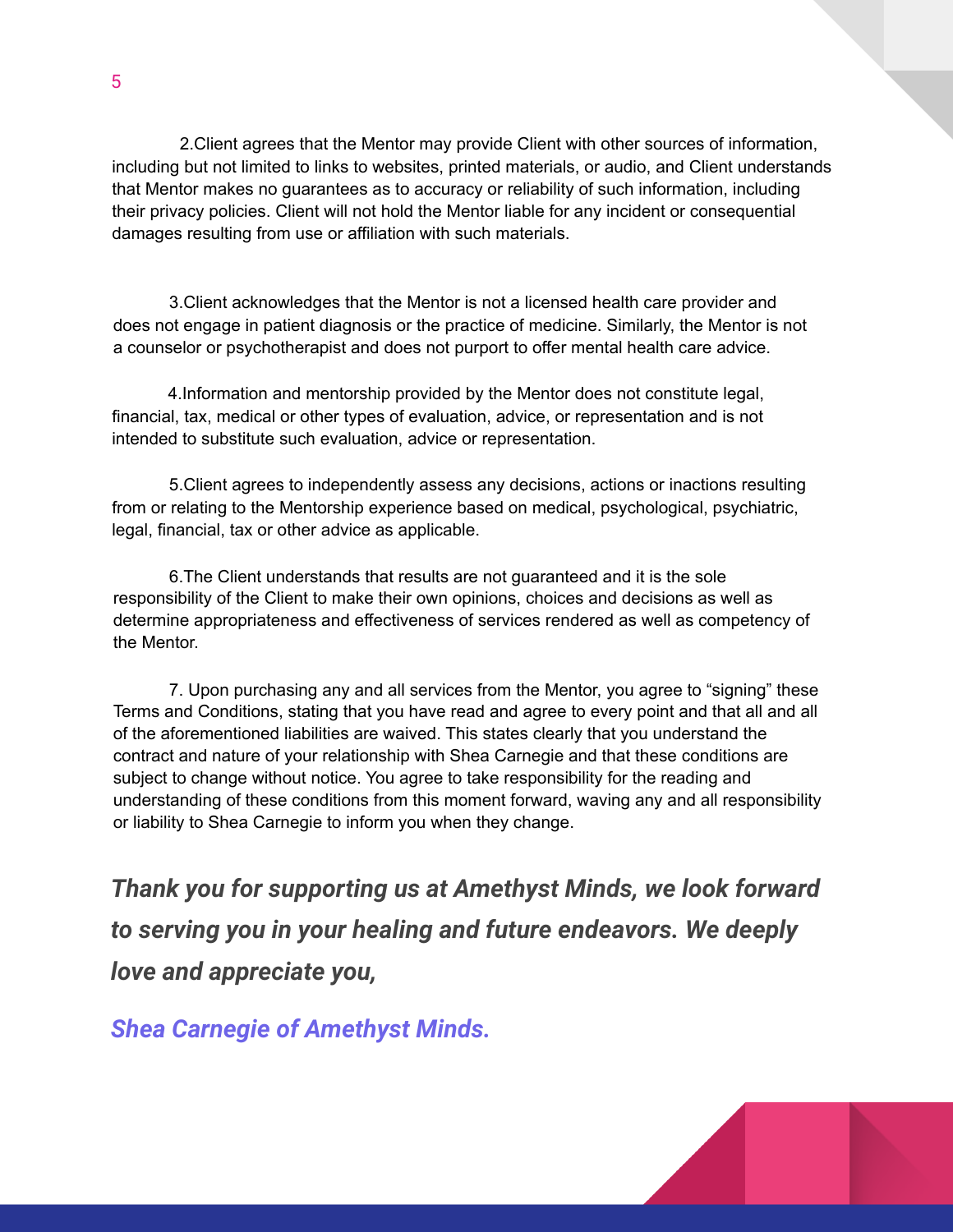2.Client agrees that the Mentor may provide Client with other sources of information, including but not limited to links to websites, printed materials, or audio, and Client understands that Mentor makes no guarantees as to accuracy or reliability of such information, including their privacy policies. Client will not hold the Mentor liable for any incident or consequential damages resulting from use or affiliation with such materials.

3.Client acknowledges that the Mentor is not a licensed health care provider and does not engage in patient diagnosis or the practice of medicine. Similarly, the Mentor is not a counselor or psychotherapist and does not purport to offer mental health care advice.

4.Information and mentorship provided by the Mentor does not constitute legal, financial, tax, medical or other types of evaluation, advice, or representation and is not intended to substitute such evaluation, advice or representation.

5.Client agrees to independently assess any decisions, actions or inactions resulting from or relating to the Mentorship experience based on medical, psychological, psychiatric, legal, financial, tax or other advice as applicable.

6.The Client understands that results are not guaranteed and it is the sole responsibility of the Client to make their own opinions, choices and decisions as well as determine appropriateness and effectiveness of services rendered as well as competency of the Mentor.

7. Upon purchasing any and all services from the Mentor, you agree to "signing" these Terms and Conditions, stating that you have read and agree to every point and that all and all of the aforementioned liabilities are waived. This states clearly that you understand the contract and nature of your relationship with Shea Carnegie and that these conditions are subject to change without notice. You agree to take responsibility for the reading and understanding of these conditions from this moment forward, waving any and all responsibility or liability to Shea Carnegie to inform you when they change.

***Thank you for supporting us at Amethyst Minds, we look forward to serving you in your healing and future endeavors. We deeply love and appreciate you,***

***Shea Carnegie of Amethyst Minds.***